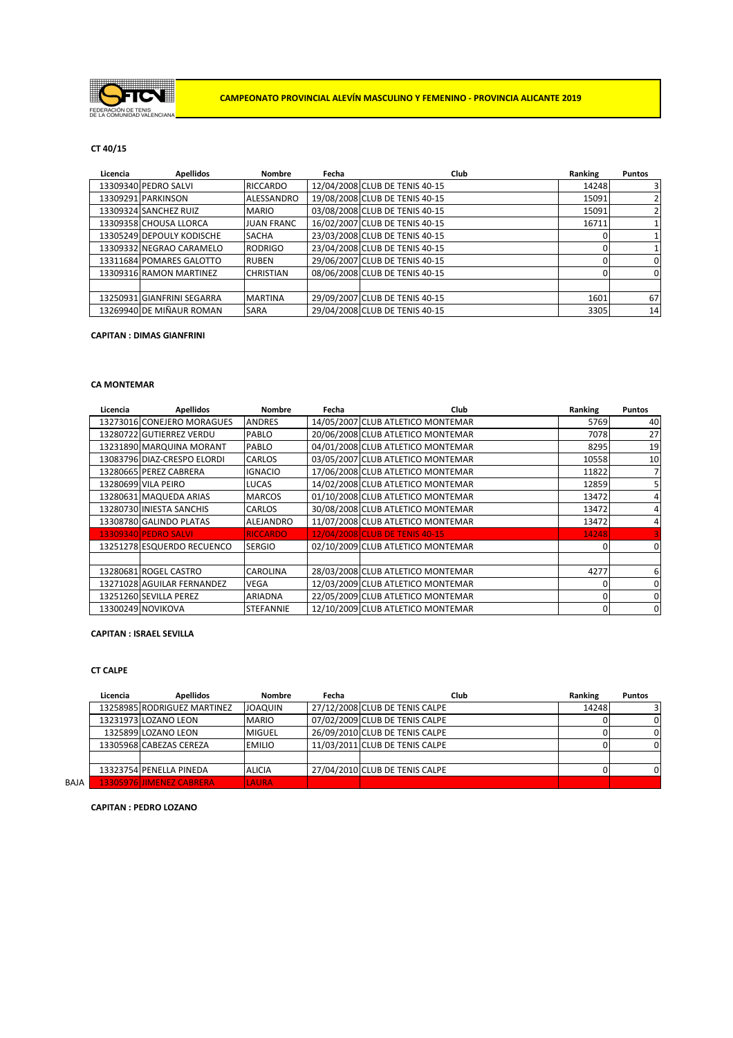# CAMPEONATO PROVINCIAL ALEVÍN MASCULINO Y FEMENINO - PROVINCIA ALICANTE 2019

FEDERACIÓN DE TENIS DE LA COMUNIDAD VALENCIANA

**CT 40/15**

| Licencia | Apellidos | Nombre | Fecha | Club | Ranking | Puntos |
|---|---|---|---|---|---|---|
| 13309340 | PEDRO SALVI | RICCARDO | 12/04/2008 | CLUB DE TENIS 40-15 | 14248 | 3 |
| 13309291 | PARKINSON | ALESSANDRO | 19/08/2008 | CLUB DE TENIS 40-15 | 15091 | 2 |
| 13309324 | SANCHEZ RUIZ | MARIO | 03/08/2008 | CLUB DE TENIS 40-15 | 15091 | 2 |
| 13309358 | CHOUSA LLORCA | JUAN FRANC | 16/02/2007 | CLUB DE TENIS 40-15 | 16711 | 1 |
| 13305249 | DEPOULY KODISCHE | SACHA | 23/03/2008 | CLUB DE TENIS 40-15 | 0 | 1 |
| 13309332 | NEGRAO CARAMELO | RODRIGO | 23/04/2008 | CLUB DE TENIS 40-15 | 0 | 1 |
| 13311684 | POMARES GALOTTO | RUBEN | 29/06/2007 | CLUB DE TENIS 40-15 | 0 | 0 |
| 13309316 | RAMON MARTINEZ | CHRISTIAN | 08/06/2008 | CLUB DE TENIS 40-15 | 0 | 0 |
| | | | | | | |
| 13250931 | GIANFRINI SEGARRA | MARTINA | 29/09/2007 | CLUB DE TENIS 40-15 | 1601 | 67 |
| 13269940 | DE MIÑAUR ROMAN | SARA | 29/04/2008 | CLUB DE TENIS 40-15 | 3305 | 14 |

**CAPITAN : DIMAS GIANFRINI**

**CA MONTEMAR**

| Licencia | Apellidos | Nombre | Fecha | Club | Ranking | Puntos |
|---|---|---|---|---|---|---|
| 13273016 | CONEJERO MORAGUES | ANDRES | 14/05/2007 | CLUB ATLETICO MONTEMAR | 5769 | 40 |
| 13280722 | GUTIERREZ VERDU | PABLO | 20/06/2008 | CLUB ATLETICO MONTEMAR | 7078 | 27 |
| 13231890 | MARQUINA MORANT | PABLO | 04/01/2008 | CLUB ATLETICO MONTEMAR | 8295 | 19 |
| 13083796 | DIAZ-CRESPO ELORDI | CARLOS | 03/05/2007 | CLUB ATLETICO MONTEMAR | 10558 | 10 |
| 13280665 | PEREZ CABRERA | IGNACIO | 17/06/2008 | CLUB ATLETICO MONTEMAR | 11822 | 7 |
| 13280699 | VILA PEIRO | LUCAS | 14/02/2008 | CLUB ATLETICO MONTEMAR | 12859 | 5 |
| 13280631 | MAQUEDA ARIAS | MARCOS | 01/10/2008 | CLUB ATLETICO MONTEMAR | 13472 | 4 |
| 13280730 | INIESTA SANCHIS | CARLOS | 30/08/2008 | CLUB ATLETICO MONTEMAR | 13472 | 4 |
| 13308780 | GALINDO PLATAS | ALEJANDRO | 11/07/2008 | CLUB ATLETICO MONTEMAR | 13472 | 4 |
| 13309340 | PEDRO SALVI | RICCARDO | 12/04/2008 | CLUB DE TENIS 40-15 | 14248 | 3 |
| 13251278 | ESQUERDO RECUENCO | SERGIO | 02/10/2009 | CLUB ATLETICO MONTEMAR | 0 | 0 |
| | | | | | | |
| 13280681 | ROGEL CASTRO | CAROLINA | 28/03/2008 | CLUB ATLETICO MONTEMAR | 4277 | 6 |
| 13271028 | AGUILAR FERNANDEZ | VEGA | 12/03/2009 | CLUB ATLETICO MONTEMAR | 0 | 0 |
| 13251260 | SEVILLA PEREZ | ARIADNA | 22/05/2009 | CLUB ATLETICO MONTEMAR | 0 | 0 |
| 13300249 | NOVIKOVA | STEFANNIE | 12/10/2009 | CLUB ATLETICO MONTEMAR | 0 | 0 |

**CAPITAN : ISRAEL SEVILLA**

**CT CALPE**

| | Licencia | Apellidos | Nombre | Fecha | Club | Ranking | Puntos |
|---|---|---|---|---|---|---|---|
| | 13258985 | RODRIGUEZ MARTINEZ | JOAQUIN | 27/12/2008 | CLUB DE TENIS CALPE | 14248 | 3 |
| | 13231973 | LOZANO LEON | MARIO | 07/02/2009 | CLUB DE TENIS CALPE | 0 | 0 |
| | 1325899 | LOZANO LEON | MIGUEL | 26/09/2010 | CLUB DE TENIS CALPE | 0 | 0 |
| | 13305968 | CABEZAS CEREZA | EMILIO | 11/03/2011 | CLUB DE TENIS CALPE | 0 | 0 |
| | | | | | | | |
| | 13323754 | PENELLA PINEDA | ALICIA | 27/04/2010 | CLUB DE TENIS CALPE | 0 | 0 |
| BAJA | 13305976 | JIMENEZ CABRERA | LAURA | | | | |

**CAPITAN : PEDRO LOZANO**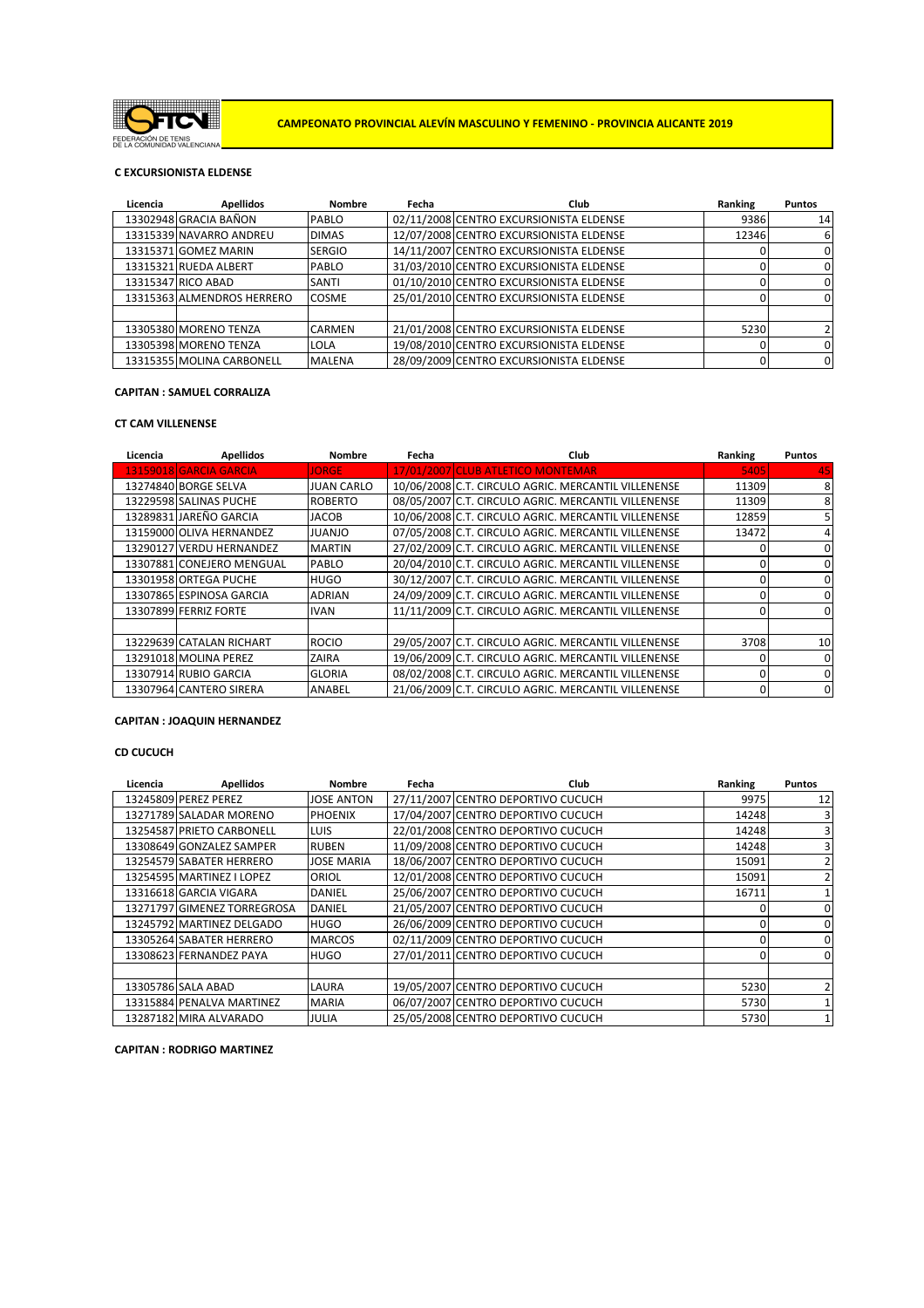FEDERACIÓN DE TENIS DE LA COMUNIDAD VALENCIANA

## CAMPEONATO PROVINCIAL ALEVÍN MASCULINO Y FEMENINO - PROVINCIA ALICANTE 2019

### C EXCURSIONISTA ELDENSE

| Licencia | Apellidos | Nombre | Fecha | Club | Ranking | Puntos |
|---|---|---|---|---|---|---|
| 13302948 | GRACIA BAÑON | PABLO | 02/11/2008 | CENTRO EXCURSIONISTA ELDENSE | 9386 | 14 |
| 13315339 | NAVARRO ANDREU | DIMAS | 12/07/2008 | CENTRO EXCURSIONISTA ELDENSE | 12346 | 6 |
| 13315371 | GOMEZ MARIN | SERGIO | 14/11/2007 | CENTRO EXCURSIONISTA ELDENSE | 0 | 0 |
| 13315321 | RUEDA ALBERT | PABLO | 31/03/2010 | CENTRO EXCURSIONISTA ELDENSE | 0 | 0 |
| 13315347 | RICO ABAD | SANTI | 01/10/2010 | CENTRO EXCURSIONISTA ELDENSE | 0 | 0 |
| 13315363 | ALMENDROS HERRERO | COSME | 25/01/2010 | CENTRO EXCURSIONISTA ELDENSE | 0 | 0 |
| | | | | | | |
| 13305380 | MORENO TENZA | CARMEN | 21/01/2008 | CENTRO EXCURSIONISTA ELDENSE | 5230 | 2 |
| 13305398 | MORENO TENZA | LOLA | 19/08/2010 | CENTRO EXCURSIONISTA ELDENSE | 0 | 0 |
| 13315355 | MOLINA CARBONELL | MALENA | 28/09/2009 | CENTRO EXCURSIONISTA ELDENSE | 0 | 0 |

**CAPITAN : SAMUEL CORRALIZA**

### CT CAM VILLENENSE

| Licencia | Apellidos | Nombre | Fecha | Club | Ranking | Puntos |
|---|---|---|---|---|---|---|
| 13159018 | GARCIA GARCIA | JORGE | 17/01/2007 | CLUB ATLETICO MONTEMAR | 5405 | 45 |
| 13274840 | BORGE SELVA | JUAN CARLO | 10/06/2008 | C.T. CIRCULO AGRIC. MERCANTIL VILLENENSE | 11309 | 8 |
| 13229598 | SALINAS PUCHE | ROBERTO | 08/05/2007 | C.T. CIRCULO AGRIC. MERCANTIL VILLENENSE | 11309 | 8 |
| 13289831 | JAREÑO GARCIA | JACOB | 10/06/2008 | C.T. CIRCULO AGRIC. MERCANTIL VILLENENSE | 12859 | 5 |
| 13159000 | OLIVA HERNANDEZ | JUANJO | 07/05/2008 | C.T. CIRCULO AGRIC. MERCANTIL VILLENENSE | 13472 | 4 |
| 13290127 | VERDU HERNANDEZ | MARTIN | 27/02/2009 | C.T. CIRCULO AGRIC. MERCANTIL VILLENENSE | 0 | 0 |
| 13307881 | CONEJERO MENGUAL | PABLO | 20/04/2010 | C.T. CIRCULO AGRIC. MERCANTIL VILLENENSE | 0 | 0 |
| 13301958 | ORTEGA PUCHE | HUGO | 30/12/2007 | C.T. CIRCULO AGRIC. MERCANTIL VILLENENSE | 0 | 0 |
| 13307865 | ESPINOSA GARCIA | ADRIAN | 24/09/2009 | C.T. CIRCULO AGRIC. MERCANTIL VILLENENSE | 0 | 0 |
| 13307899 | FERRIZ FORTE | IVAN | 11/11/2009 | C.T. CIRCULO AGRIC. MERCANTIL VILLENENSE | 0 | 0 |
| | | | | | | |
| 13229639 | CATALAN RICHART | ROCIO | 29/05/2007 | C.T. CIRCULO AGRIC. MERCANTIL VILLENENSE | 3708 | 10 |
| 13291018 | MOLINA PEREZ | ZAIRA | 19/06/2009 | C.T. CIRCULO AGRIC. MERCANTIL VILLENENSE | 0 | 0 |
| 13307914 | RUBIO GARCIA | GLORIA | 08/02/2008 | C.T. CIRCULO AGRIC. MERCANTIL VILLENENSE | 0 | 0 |
| 13307964 | CANTERO SIRERA | ANABEL | 21/06/2009 | C.T. CIRCULO AGRIC. MERCANTIL VILLENENSE | 0 | 0 |

**CAPITAN : JOAQUIN HERNANDEZ**

### CD CUCUCH

| Licencia | Apellidos | Nombre | Fecha | Club | Ranking | Puntos |
|---|---|---|---|---|---|---|
| 13245809 | PEREZ PEREZ | JOSE ANTON | 27/11/2007 | CENTRO DEPORTIVO CUCUCH | 9975 | 12 |
| 13271789 | SALADAR MORENO | PHOENIX | 17/04/2007 | CENTRO DEPORTIVO CUCUCH | 14248 | 3 |
| 13254587 | PRIETO CARBONELL | LUIS | 22/01/2008 | CENTRO DEPORTIVO CUCUCH | 14248 | 3 |
| 13308649 | GONZALEZ SAMPER | RUBEN | 11/09/2008 | CENTRO DEPORTIVO CUCUCH | 14248 | 3 |
| 13254579 | SABATER HERRERO | JOSE MARIA | 18/06/2007 | CENTRO DEPORTIVO CUCUCH | 15091 | 2 |
| 13254595 | MARTINEZ I LOPEZ | ORIOL | 12/01/2008 | CENTRO DEPORTIVO CUCUCH | 15091 | 2 |
| 13316618 | GARCIA VIGARA | DANIEL | 25/06/2007 | CENTRO DEPORTIVO CUCUCH | 16711 | 1 |
| 13271797 | GIMENEZ TORREGROSA | DANIEL | 21/05/2007 | CENTRO DEPORTIVO CUCUCH | 0 | 0 |
| 13245792 | MARTINEZ DELGADO | HUGO | 26/06/2009 | CENTRO DEPORTIVO CUCUCH | 0 | 0 |
| 13305264 | SABATER HERRERO | MARCOS | 02/11/2009 | CENTRO DEPORTIVO CUCUCH | 0 | 0 |
| 13308623 | FERNANDEZ PAYA | HUGO | 27/01/2011 | CENTRO DEPORTIVO CUCUCH | 0 | 0 |
| | | | | | | |
| 13305786 | SALA ABAD | LAURA | 19/05/2007 | CENTRO DEPORTIVO CUCUCH | 5230 | 2 |
| 13315884 | PENALVA MARTINEZ | MARIA | 06/07/2007 | CENTRO DEPORTIVO CUCUCH | 5730 | 1 |
| 13287182 | MIRA ALVARADO | JULIA | 25/05/2008 | CENTRO DEPORTIVO CUCUCH | 5730 | 1 |

**CAPITAN : RODRIGO MARTINEZ**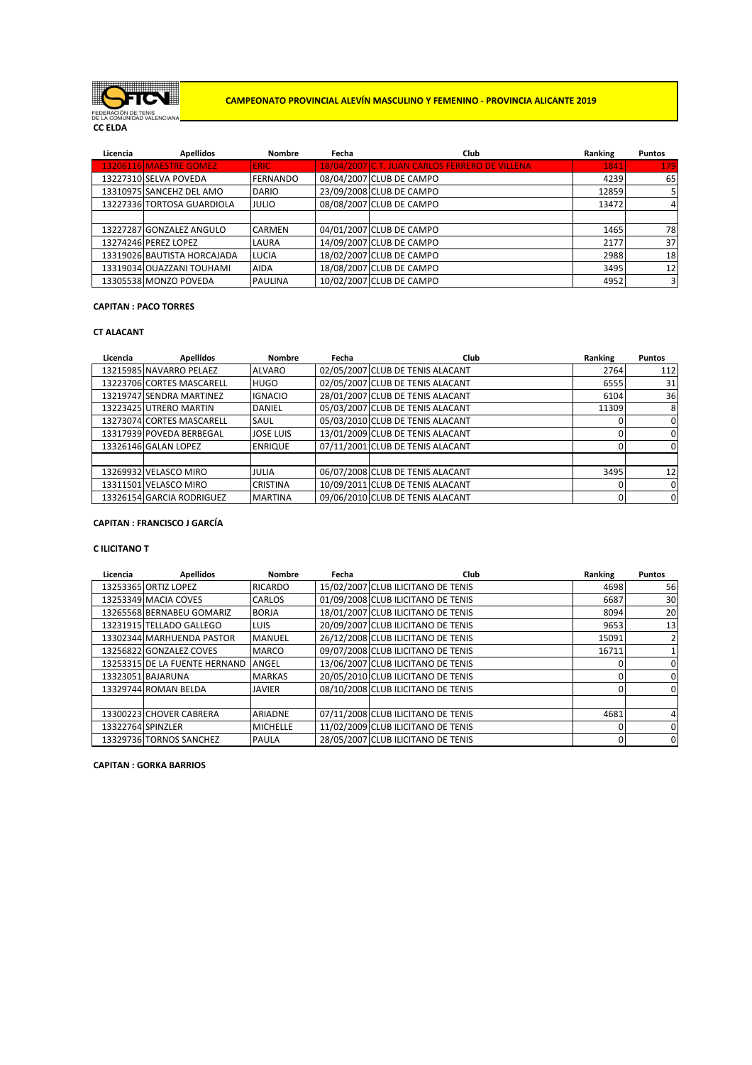FEDERACIÓN DE TENIS DE LA COMUNIDAD VALENCIANA

**CAMPEONATO PROVINCIAL ALEVÍN MASCULINO Y FEMENINO - PROVINCIA ALICANTE 2019**

**CC ELDA**

| Licencia | Apellidos | Nombre | Fecha | Club | Ranking | Puntos |
|---|---|---|---|---|---|---|
| 13206116 | MAESTRE GOMEZ | ERIC | 18/04/2007 | C.T. JUAN CARLOS FERRERO DE VILLENA | 1841 | 179 |
| 13227310 | SELVA POVEDA | FERNANDO | 08/04/2007 | CLUB DE CAMPO | 4239 | 65 |
| 13310975 | SANCEHZ DEL AMO | DARIO | 23/09/2008 | CLUB DE CAMPO | 12859 | 5 |
| 13227336 | TORTOSA GUARDIOLA | JULIO | 08/08/2007 | CLUB DE CAMPO | 13472 | 4 |
| | | | | | | |
| 13227287 | GONZALEZ ANGULO | CARMEN | 04/01/2007 | CLUB DE CAMPO | 1465 | 78 |
| 13274246 | PEREZ LOPEZ | LAURA | 14/09/2007 | CLUB DE CAMPO | 2177 | 37 |
| 13319026 | BAUTISTA HORCAJADA | LUCIA | 18/02/2007 | CLUB DE CAMPO | 2988 | 18 |
| 13319034 | OUAZZANI TOUHAMI | AIDA | 18/08/2007 | CLUB DE CAMPO | 3495 | 12 |
| 13305538 | MONZO POVEDA | PAULINA | 10/02/2007 | CLUB DE CAMPO | 4952 | 3 |

**CAPITAN : PACO TORRES**

**CT ALACANT**

| Licencia | Apellidos | Nombre | Fecha | Club | Ranking | Puntos |
|---|---|---|---|---|---|---|
| 13215985 | NAVARRO PELAEZ | ALVARO | 02/05/2007 | CLUB DE TENIS ALACANT | 2764 | 112 |
| 13223706 | CORTES MASCARELL | HUGO | 02/05/2007 | CLUB DE TENIS ALACANT | 6555 | 31 |
| 13219747 | SENDRA MARTINEZ | IGNACIO | 28/01/2007 | CLUB DE TENIS ALACANT | 6104 | 36 |
| 13223425 | UTRERO MARTIN | DANIEL | 05/03/2007 | CLUB DE TENIS ALACANT | 11309 | 8 |
| 13273074 | CORTES MASCARELL | SAUL | 05/03/2010 | CLUB DE TENIS ALACANT | 0 | 0 |
| 13317939 | POVEDA BERBEGAL | JOSE LUIS | 13/01/2009 | CLUB DE TENIS ALACANT | 0 | 0 |
| 13326146 | GALAN LOPEZ | ENRIQUE | 07/11/2001 | CLUB DE TENIS ALACANT | 0 | 0 |
| | | | | | | |
| 13269932 | VELASCO MIRO | JULIA | 06/07/2008 | CLUB DE TENIS ALACANT | 3495 | 12 |
| 13311501 | VELASCO MIRO | CRISTINA | 10/09/2011 | CLUB DE TENIS ALACANT | 0 | 0 |
| 13326154 | GARCIA RODRIGUEZ | MARTINA | 09/06/2010 | CLUB DE TENIS ALACANT | 0 | 0 |

**CAPITAN : FRANCISCO J GARCÍA**

**C ILICITANO T**

| Licencia | Apellidos | Nombre | Fecha | Club | Ranking | Puntos |
|---|---|---|---|---|---|---|
| 13253365 | ORTIZ LOPEZ | RICARDO | 15/02/2007 | CLUB ILICITANO DE TENIS | 4698 | 56 |
| 13253349 | MACIA COVES | CARLOS | 01/09/2008 | CLUB ILICITANO DE TENIS | 6687 | 30 |
| 13265568 | BERNABEU GOMARIZ | BORJA | 18/01/2007 | CLUB ILICITANO DE TENIS | 8094 | 20 |
| 13231915 | TELLADO GALLEGO | LUIS | 20/09/2007 | CLUB ILICITANO DE TENIS | 9653 | 13 |
| 13302344 | MARHUENDA PASTOR | MANUEL | 26/12/2008 | CLUB ILICITANO DE TENIS | 15091 | 2 |
| 13256822 | GONZALEZ COVES | MARCO | 09/07/2008 | CLUB ILICITANO DE TENIS | 16711 | 1 |
| 13253315 | DE LA FUENTE HERNAND | ANGEL | 13/06/2007 | CLUB ILICITANO DE TENIS | 0 | 0 |
| 13323051 | BAJARUNA | MARKAS | 20/05/2010 | CLUB ILICITANO DE TENIS | 0 | 0 |
| 13329744 | ROMAN BELDA | JAVIER | 08/10/2008 | CLUB ILICITANO DE TENIS | 0 | 0 |
| | | | | | | |
| 13300223 | CHOVER CABRERA | ARIADNE | 07/11/2008 | CLUB ILICITANO DE TENIS | 4681 | 4 |
| 13322764 | SPINZLER | MICHELLE | 11/02/2009 | CLUB ILICITANO DE TENIS | 0 | 0 |
| 13329736 | TORNOS SANCHEZ | PAULA | 28/05/2007 | CLUB ILICITANO DE TENIS | 0 | 0 |

**CAPITAN : GORKA BARRIOS**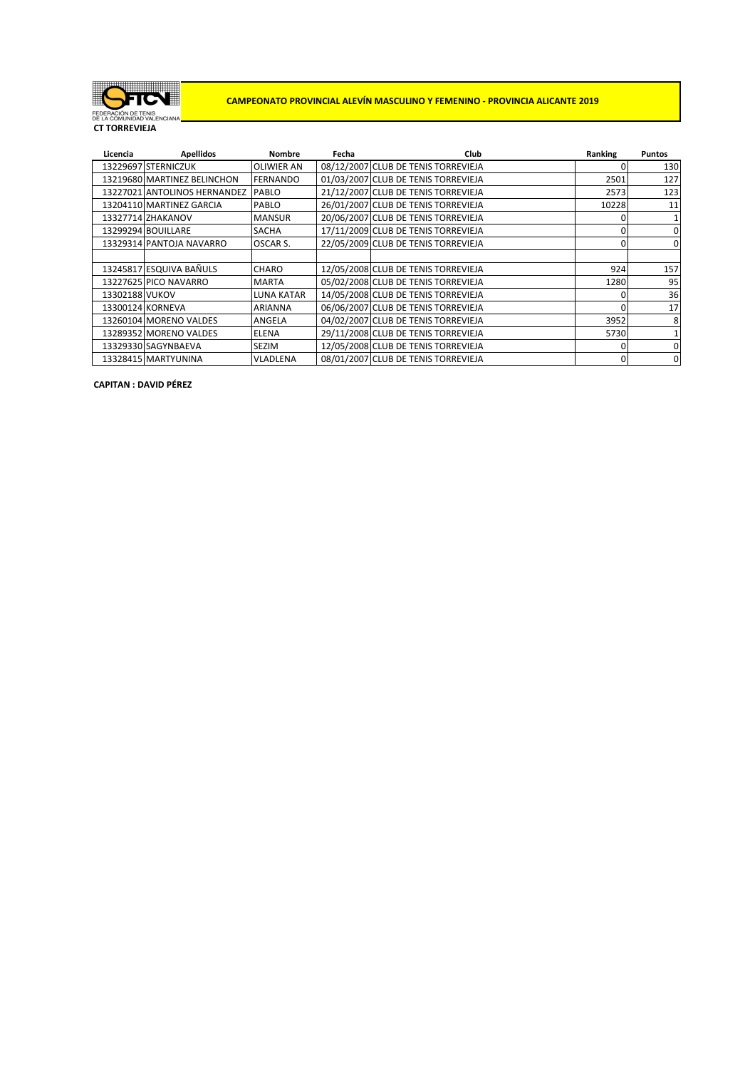FEDERACIÓN DE TENIS DE LA COMUNIDAD VALENCIANA

**CAMPEONATO PROVINCIAL ALEVÍN MASCULINO Y FEMENINO - PROVINCIA ALICANTE 2019**

**CT TORREVIEJA**

| Licencia | Apellidos | Nombre | Fecha | Club | Ranking | Puntos |
|---|---|---|---|---|---|---|
| 13229697 | STERNICZUK | OLIWIER AN | 08/12/2007 | CLUB DE TENIS TORREVIEJA | 0 | 130 |
| 13219680 | MARTINEZ BELINCHON | FERNANDO | 01/03/2007 | CLUB DE TENIS TORREVIEJA | 2501 | 127 |
| 13227021 | ANTOLINOS HERNANDEZ | PABLO | 21/12/2007 | CLUB DE TENIS TORREVIEJA | 2573 | 123 |
| 13204110 | MARTINEZ GARCIA | PABLO | 26/01/2007 | CLUB DE TENIS TORREVIEJA | 10228 | 11 |
| 13327714 | ZHAKANOV | MANSUR | 20/06/2007 | CLUB DE TENIS TORREVIEJA | 0 | 1 |
| 13299294 | BOUILLARE | SACHA | 17/11/2009 | CLUB DE TENIS TORREVIEJA | 0 | 0 |
| 13329314 | PANTOJA NAVARRO | OSCAR S. | 22/05/2009 | CLUB DE TENIS TORREVIEJA | 0 | 0 |
| | | | | | | |
| 13245817 | ESQUIVA BAÑULS | CHARO | 12/05/2008 | CLUB DE TENIS TORREVIEJA | 924 | 157 |
| 13227625 | PICO NAVARRO | MARTA | 05/02/2008 | CLUB DE TENIS TORREVIEJA | 1280 | 95 |
| 13302188 | VUKOV | LUNA KATAR | 14/05/2008 | CLUB DE TENIS TORREVIEJA | 0 | 36 |
| 13300124 | KORNEVA | ARIANNA | 06/06/2007 | CLUB DE TENIS TORREVIEJA | 0 | 17 |
| 13260104 | MORENO VALDES | ANGELA | 04/02/2007 | CLUB DE TENIS TORREVIEJA | 3952 | 8 |
| 13289352 | MORENO VALDES | ELENA | 29/11/2008 | CLUB DE TENIS TORREVIEJA | 5730 | 1 |
| 13329330 | SAGYNBAEVA | SEZIM | 12/05/2008 | CLUB DE TENIS TORREVIEJA | 0 | 0 |
| 13328415 | MARTYUNINA | VLADLENA | 08/01/2007 | CLUB DE TENIS TORREVIEJA | 0 | 0 |

**CAPITAN : DAVID PÉREZ**